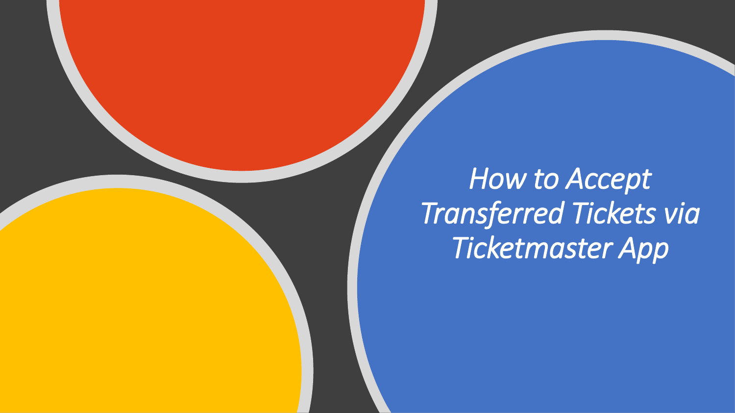# *How to Accept Transferred Tickets via Ticketmaster App*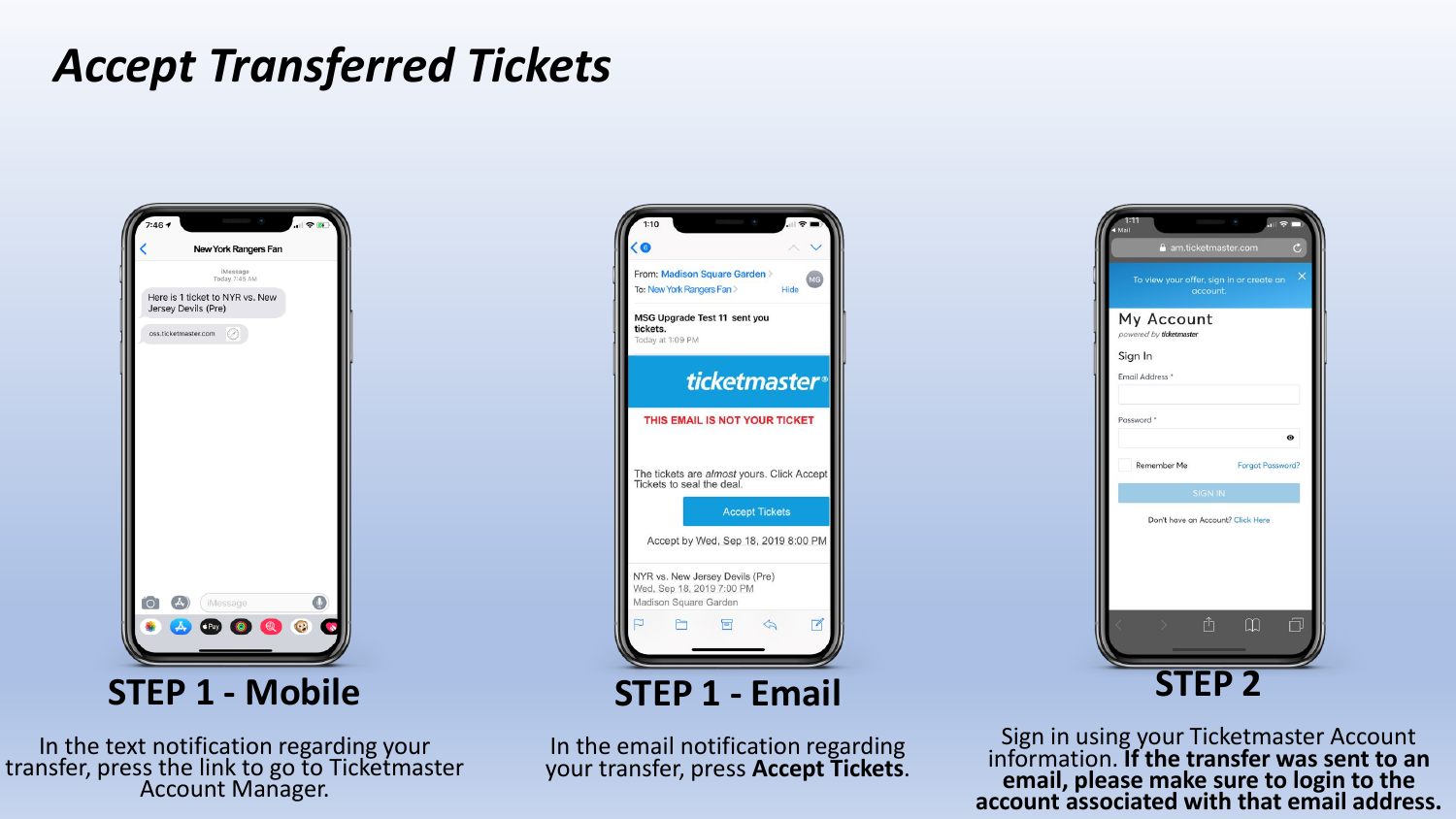# *Accept Transferred Tickets*

## STEP 1 - Mobile

In the text notification regarding your transfer, press the link to go to Ticketmaster Account Manager.

## STEP 1 - Email

In the email notification regarding your transfer, press **Accept Tickets**.

## STEP 2

Sign in using your Ticketmaster Account information. **If the transfer was sent to an email, please make sure to login to the account associated with that email address.**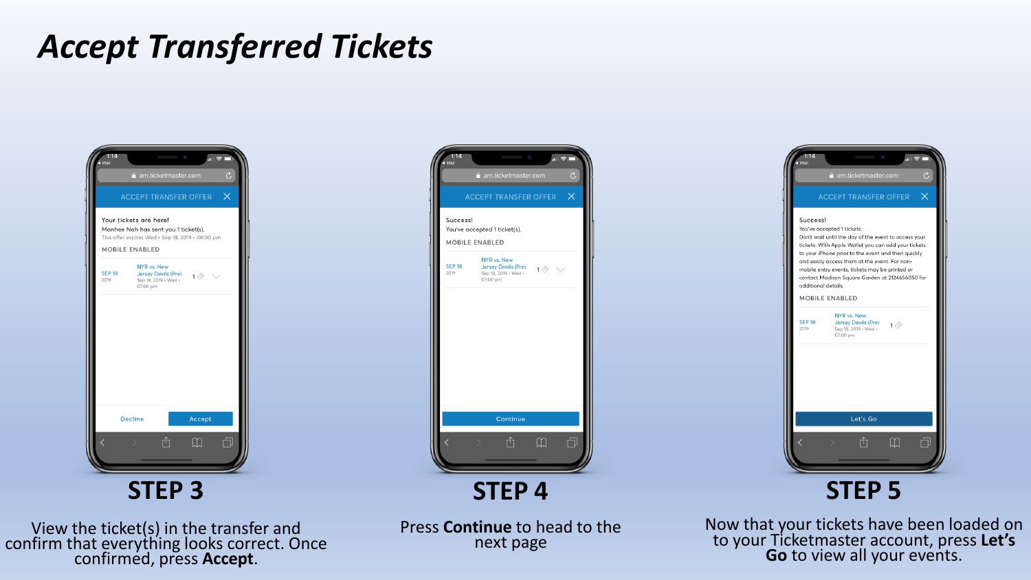# *Accept Transferred Tickets*

## STEP 3

View the ticket(s) in the transfer and confirm that everything looks correct. Once confirmed, press **Accept**.

## STEP 4

Press **Continue** to head to the next page

## STEP 5

Now that your tickets have been loaded on to your Ticketmaster account, press **Let's Go** to view all your events.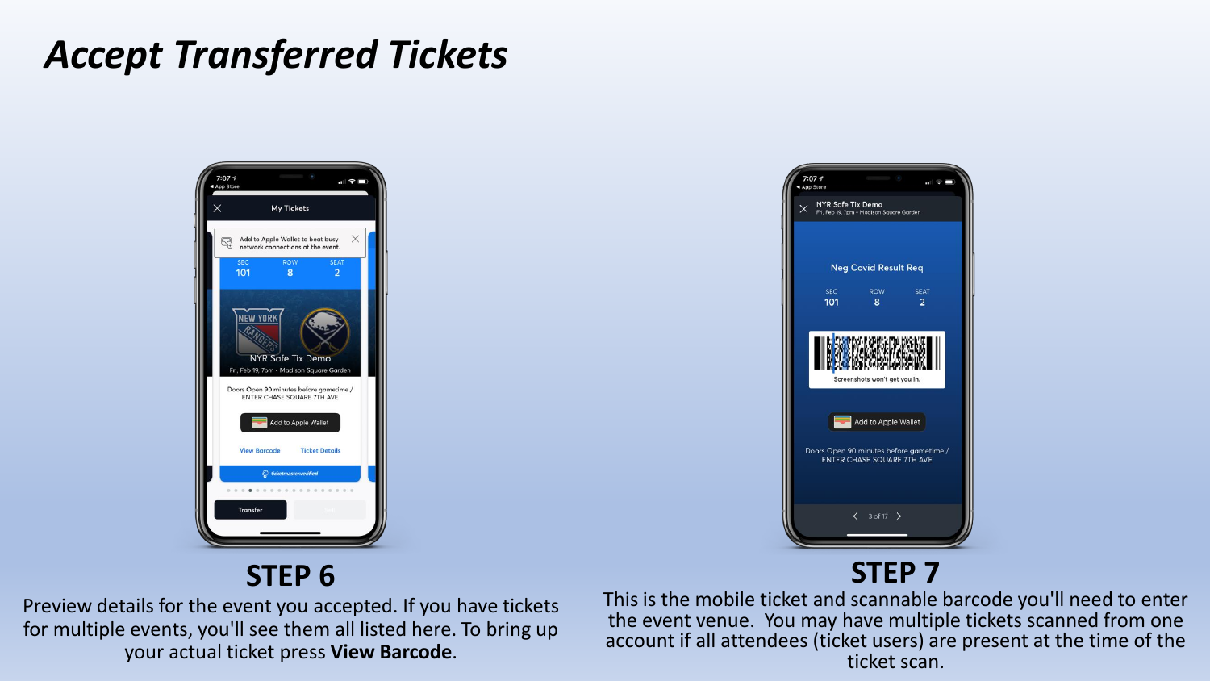# *Accept Transferred Tickets*

## STEP 6

Preview details for the event you accepted. If you have tickets for multiple events, you'll see them all listed here. To bring up your actual ticket press **View Barcode**.

## STEP 7

This is the mobile ticket and scannable barcode you'll need to enter the event venue. You may have multiple tickets scanned from one account if all attendees (ticket users) are present at the time of the ticket scan.